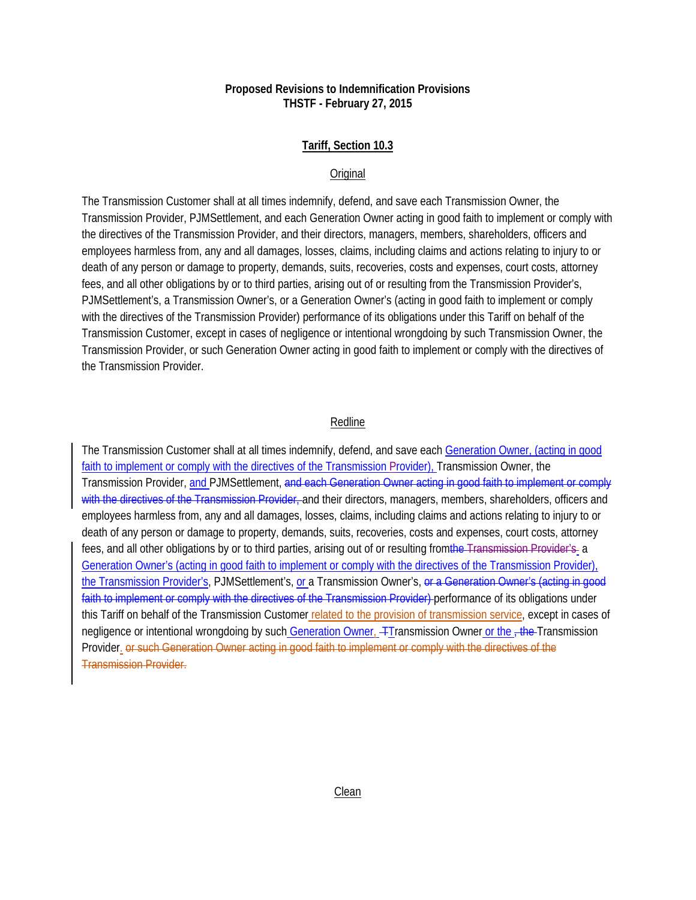**Proposed Revisions to Indemnification Provisions**
**THSTF - February 27, 2015**

## Tariff, Section 10.3

### Original

The Transmission Customer shall at all times indemnify, defend, and save each Transmission Owner, the Transmission Provider, PJMSettlement, and each Generation Owner acting in good faith to implement or comply with the directives of the Transmission Provider, and their directors, managers, members, shareholders, officers and employees harmless from, any and all damages, losses, claims, including claims and actions relating to injury to or death of any person or damage to property, demands, suits, recoveries, costs and expenses, court costs, attorney fees, and all other obligations by or to third parties, arising out of or resulting from the Transmission Provider's, PJMSettlement's, a Transmission Owner's, or a Generation Owner's (acting in good faith to implement or comply with the directives of the Transmission Provider) performance of its obligations under this Tariff on behalf of the Transmission Customer, except in cases of negligence or intentional wrongdoing by such Transmission Owner, the Transmission Provider, or such Generation Owner acting in good faith to implement or comply with the directives of the Transmission Provider.

### Redline

The Transmission Customer shall at all times indemnify, defend, and save each <u>Generation Owner, (acting in good faith to implement or comply with the directives of the Transmission Provider), </u>Transmission Owner, the Transmission Provider, <u>and </u>PJMSettlement, ~~and each Generation Owner acting in good faith to implement or comply with the directives of the Transmission Provider, ~~and their directors, managers, members, shareholders, officers and employees harmless from, any and all damages, losses, claims, including claims and actions relating to injury to or death of any person or damage to property, demands, suits, recoveries, costs and expenses, court costs, attorney fees, and all other obligations by or to third parties, arising out of or resulting from~~the Transmission Provider's ~~ a <u>Generation Owner's (acting in good faith to implement or comply with the directives of the Transmission Provider), the Transmission Provider's</u>, PJMSettlement's, <u>or </u>a Transmission Owner's, ~~or a Generation Owner's (acting in good faith to implement or comply with the directives of the Transmission Provider) ~~performance of its obligations under this Tariff on behalf of the Transmission Customer<u> related to the provision of transmission service</u>, except in cases of negligence or intentional wrongdoing by such<u> Generation Owner, </u>~~T~~Transmission Owner<u> or the </u>~~, the ~~Transmission Provider<u>.</u> ~~or such Generation Owner acting in good faith to implement or comply with the directives of the Transmission Provider.~~

### Clean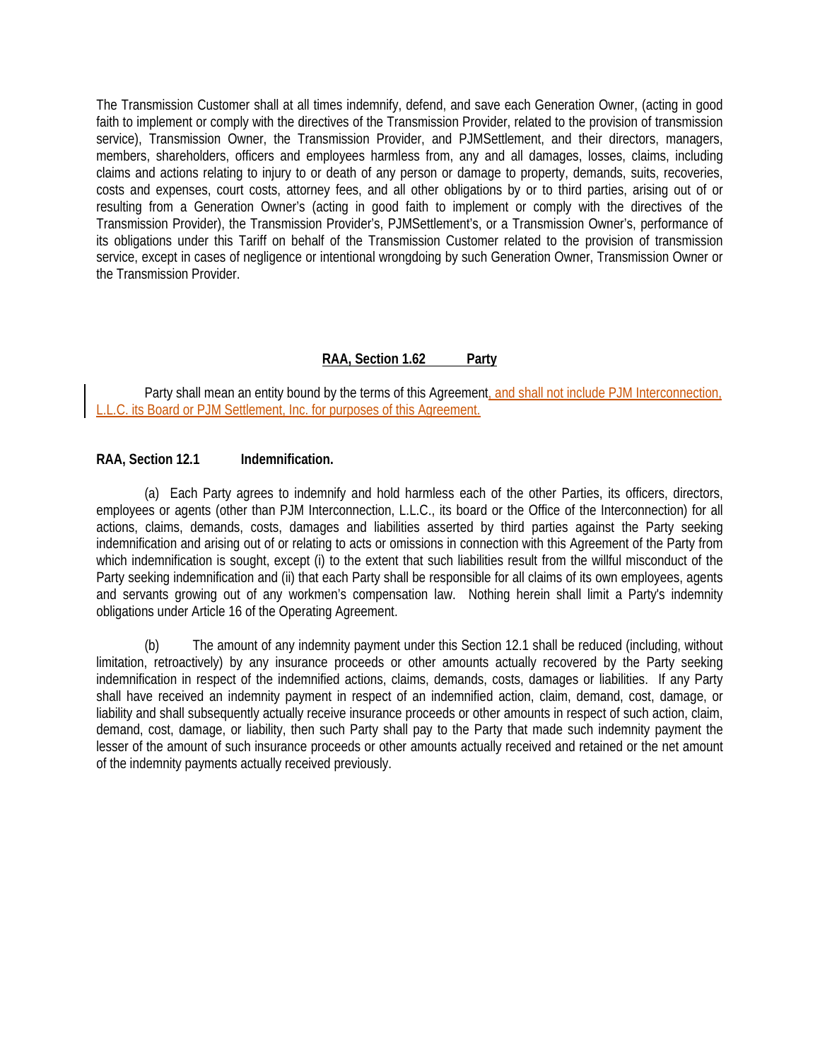The Transmission Customer shall at all times indemnify, defend, and save each Generation Owner, (acting in good faith to implement or comply with the directives of the Transmission Provider, related to the provision of transmission service), Transmission Owner, the Transmission Provider, and PJMSettlement, and their directors, managers, members, shareholders, officers and employees harmless from, any and all damages, losses, claims, including claims and actions relating to injury to or death of any person or damage to property, demands, suits, recoveries, costs and expenses, court costs, attorney fees, and all other obligations by or to third parties, arising out of or resulting from a Generation Owner's (acting in good faith to implement or comply with the directives of the Transmission Provider), the Transmission Provider's, PJMSettlement's, or a Transmission Owner's, performance of its obligations under this Tariff on behalf of the Transmission Customer related to the provision of transmission service, except in cases of negligence or intentional wrongdoing by such Generation Owner, Transmission Owner or the Transmission Provider.

**RAA, Section 1.62 Party**

Party shall mean an entity bound by the terms of this Agreement, and shall not include PJM Interconnection, L.L.C. its Board or PJM Settlement, Inc. for purposes of this Agreement.

**RAA, Section 12.1 Indemnification.**

(a) Each Party agrees to indemnify and hold harmless each of the other Parties, its officers, directors, employees or agents (other than PJM Interconnection, L.L.C., its board or the Office of the Interconnection) for all actions, claims, demands, costs, damages and liabilities asserted by third parties against the Party seeking indemnification and arising out of or relating to acts or omissions in connection with this Agreement of the Party from which indemnification is sought, except (i) to the extent that such liabilities result from the willful misconduct of the Party seeking indemnification and (ii) that each Party shall be responsible for all claims of its own employees, agents and servants growing out of any workmen's compensation law. Nothing herein shall limit a Party's indemnity obligations under Article 16 of the Operating Agreement.

(b) The amount of any indemnity payment under this Section 12.1 shall be reduced (including, without limitation, retroactively) by any insurance proceeds or other amounts actually recovered by the Party seeking indemnification in respect of the indemnified actions, claims, demands, costs, damages or liabilities. If any Party shall have received an indemnity payment in respect of an indemnified action, claim, demand, cost, damage, or liability and shall subsequently actually receive insurance proceeds or other amounts in respect of such action, claim, demand, cost, damage, or liability, then such Party shall pay to the Party that made such indemnity payment the lesser of the amount of such insurance proceeds or other amounts actually received and retained or the net amount of the indemnity payments actually received previously.